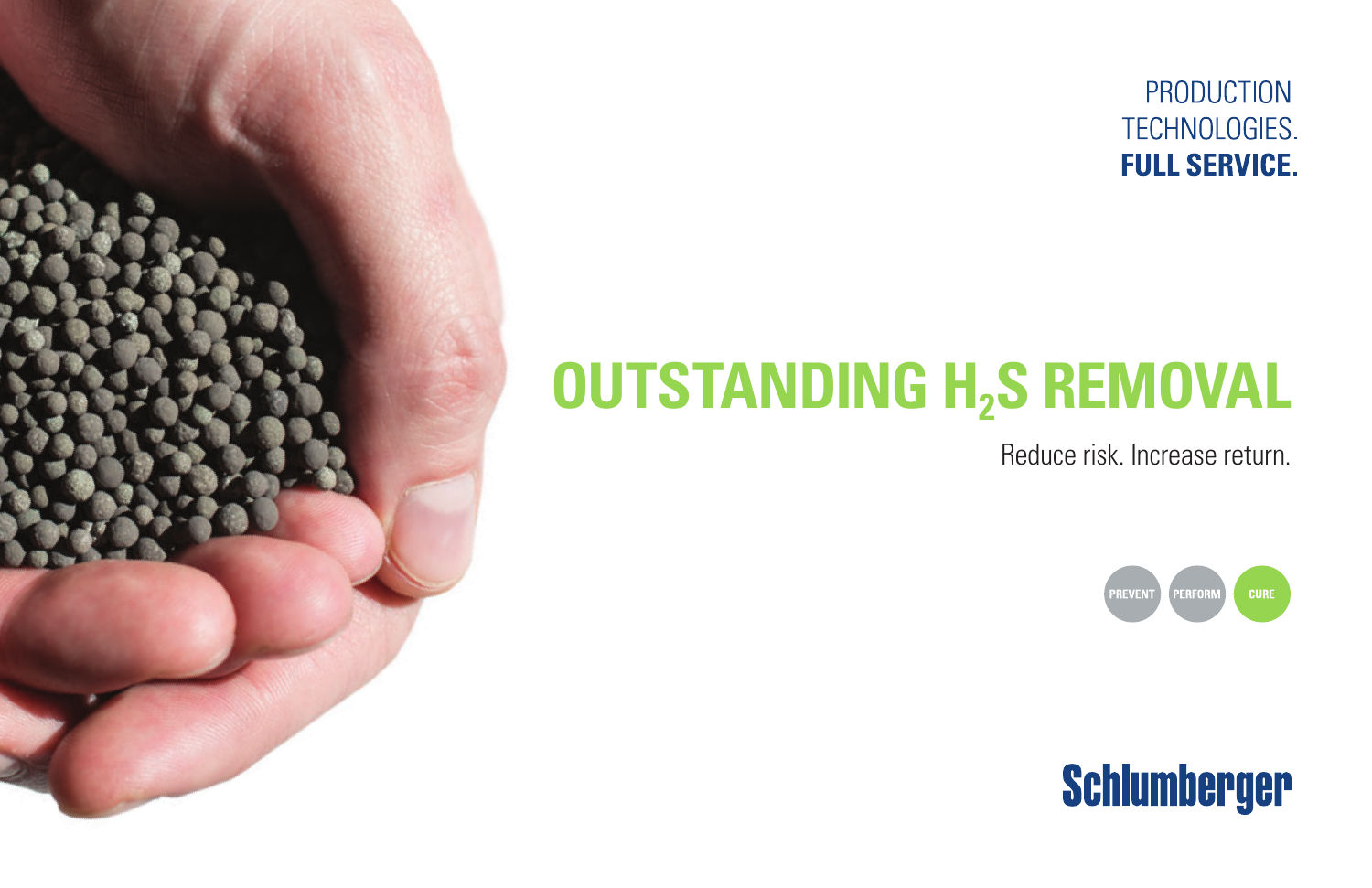PRODUCTION
TECHNOLOGIES.
**FULL SERVICE.**

# OUTSTANDING $H_2S$ REMOVAL

Reduce risk. Increase return.

PREVENT — PERFORM — CURE

Schlumberger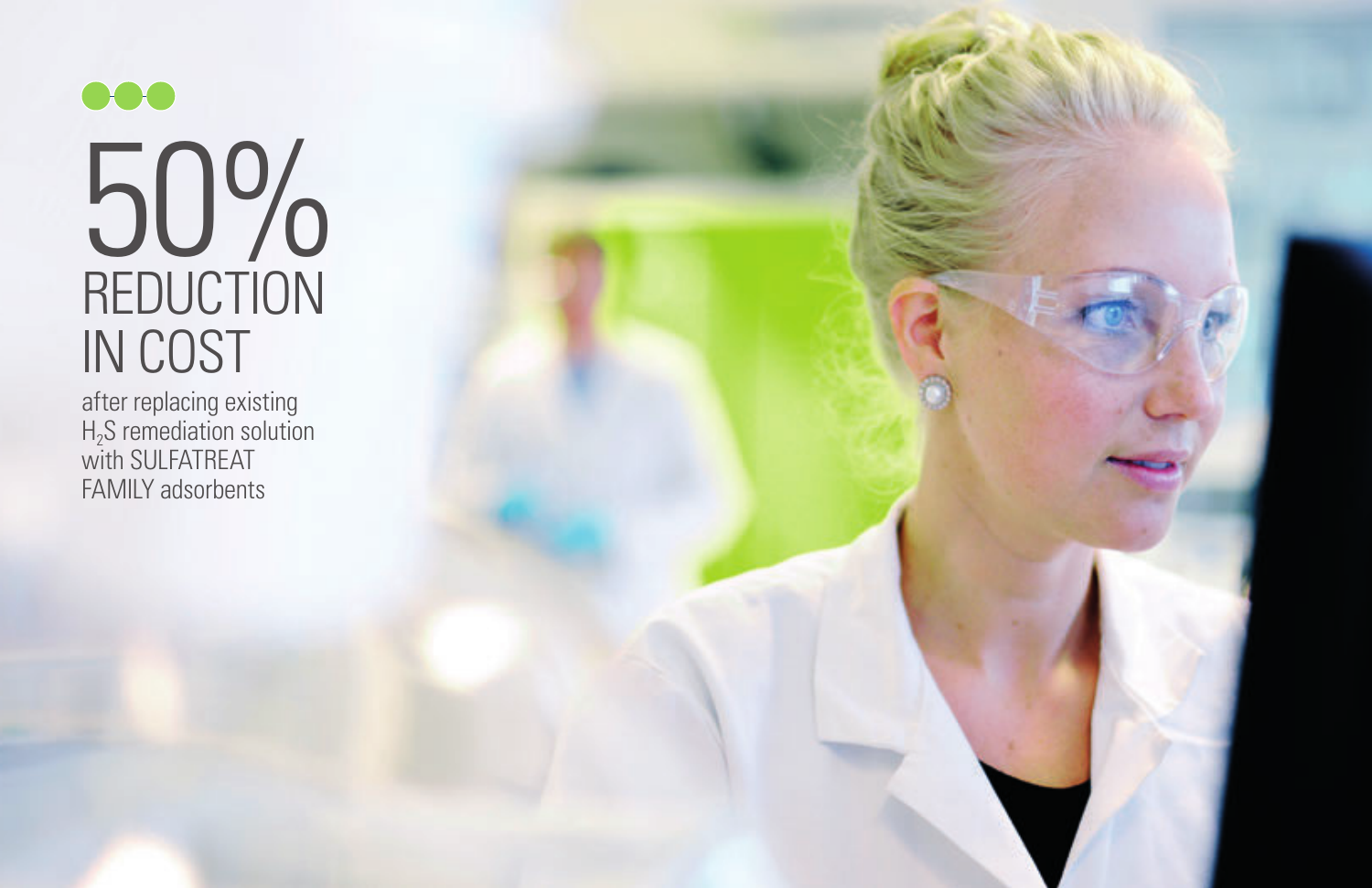# 50% REDUCTION IN COST

after replacing existing $H_2S$ remediation solution with SULFATREAT FAMILY adsorbents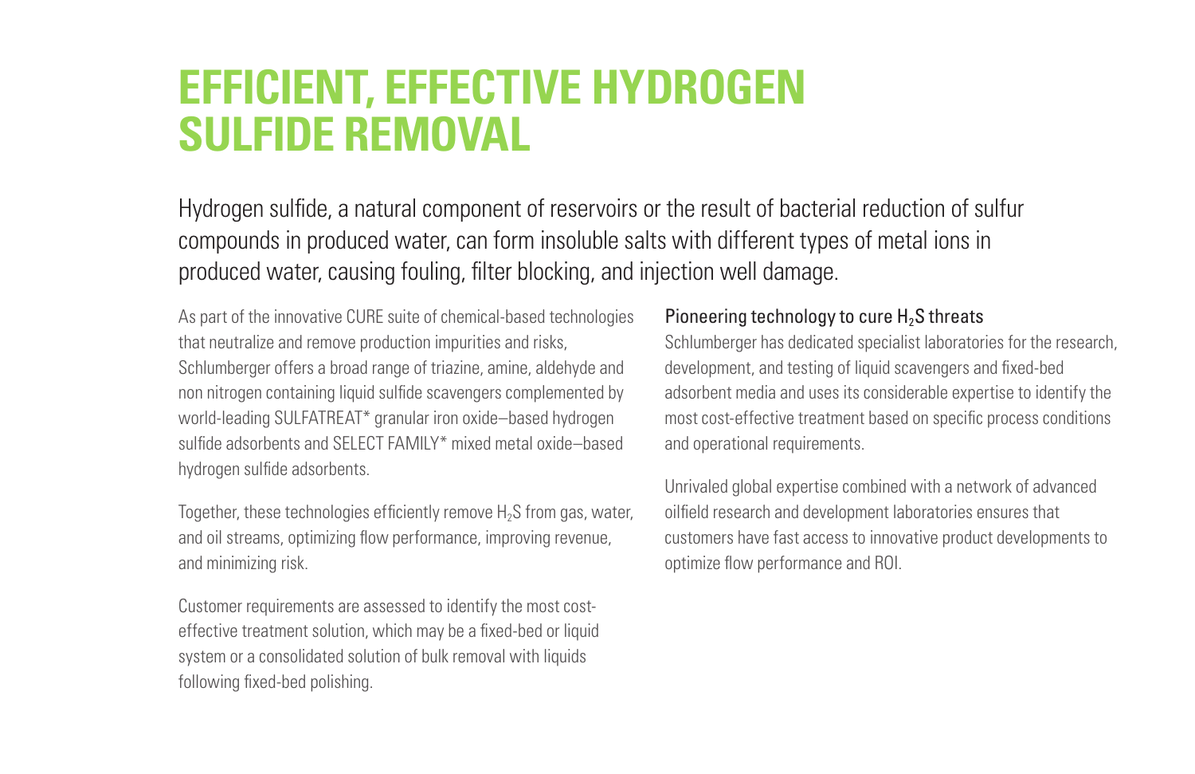# EFFICIENT, EFFECTIVE HYDROGEN SULFIDE REMOVAL

Hydrogen sulfide, a natural component of reservoirs or the result of bacterial reduction of sulfur compounds in produced water, can form insoluble salts with different types of metal ions in produced water, causing fouling, filter blocking, and injection well damage.

As part of the innovative CURE suite of chemical-based technologies that neutralize and remove production impurities and risks, Schlumberger offers a broad range of triazine, amine, aldehyde and non nitrogen containing liquid sulfide scavengers complemented by world-leading SULFATREAT* granular iron oxide–based hydrogen sulfide adsorbents and SELECT FAMILY* mixed metal oxide–based hydrogen sulfide adsorbents.

Together, these technologies efficiently remove $H_2S$ from gas, water, and oil streams, optimizing flow performance, improving revenue, and minimizing risk.

Customer requirements are assessed to identify the most cost-effective treatment solution, which may be a fixed-bed or liquid system or a consolidated solution of bulk removal with liquids following fixed-bed polishing.

### Pioneering technology to cure $H_2S$ threats

Schlumberger has dedicated specialist laboratories for the research, development, and testing of liquid scavengers and fixed-bed adsorbent media and uses its considerable expertise to identify the most cost-effective treatment based on specific process conditions and operational requirements.

Unrivaled global expertise combined with a network of advanced oilfield research and development laboratories ensures that customers have fast access to innovative product developments to optimize flow performance and ROI.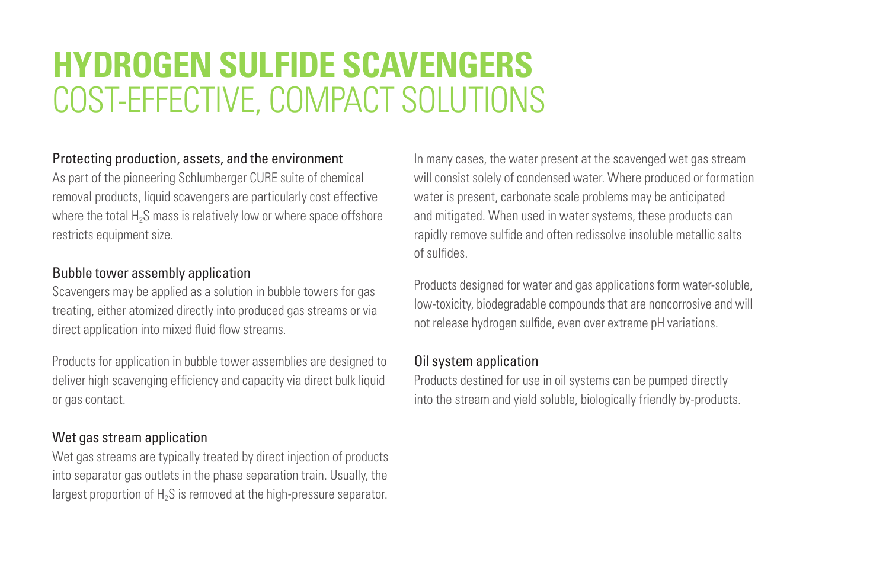# HYDROGEN SULFIDE SCAVENGERS
## COST-EFFECTIVE, COMPACT SOLUTIONS

### Protecting production, assets, and the environment

As part of the pioneering Schlumberger CURE suite of chemical removal products, liquid scavengers are particularly cost effective where the total $H_2S$ mass is relatively low or where space offshore restricts equipment size.

### Bubble tower assembly application

Scavengers may be applied as a solution in bubble towers for gas treating, either atomized directly into produced gas streams or via direct application into mixed fluid flow streams.

Products for application in bubble tower assemblies are designed to deliver high scavenging efficiency and capacity via direct bulk liquid or gas contact.

### Wet gas stream application

Wet gas streams are typically treated by direct injection of products into separator gas outlets in the phase separation train. Usually, the largest proportion of $H_2S$ is removed at the high-pressure separator.

In many cases, the water present at the scavenged wet gas stream will consist solely of condensed water. Where produced or formation water is present, carbonate scale problems may be anticipated and mitigated. When used in water systems, these products can rapidly remove sulfide and often redissolve insoluble metallic salts of sulfides.

Products designed for water and gas applications form water-soluble, low-toxicity, biodegradable compounds that are noncorrosive and will not release hydrogen sulfide, even over extreme pH variations.

### Oil system application

Products destined for use in oil systems can be pumped directly into the stream and yield soluble, biologically friendly by-products.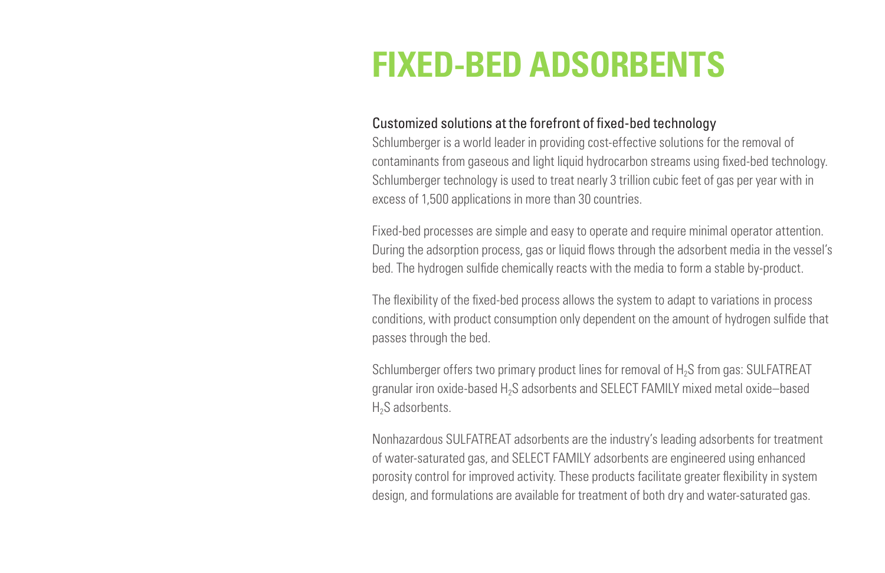# FIXED-BED ADSORBENTS

## Customized solutions at the forefront of fixed-bed technology

Schlumberger is a world leader in providing cost-effective solutions for the removal of contaminants from gaseous and light liquid hydrocarbon streams using fixed-bed technology. Schlumberger technology is used to treat nearly 3 trillion cubic feet of gas per year with in excess of 1,500 applications in more than 30 countries.

Fixed-bed processes are simple and easy to operate and require minimal operator attention. During the adsorption process, gas or liquid flows through the adsorbent media in the vessel's bed. The hydrogen sulfide chemically reacts with the media to form a stable by-product.

The flexibility of the fixed-bed process allows the system to adapt to variations in process conditions, with product consumption only dependent on the amount of hydrogen sulfide that passes through the bed.

Schlumberger offers two primary product lines for removal of $H_2S$ from gas: SULFATREAT granular iron oxide-based $H_2S$ adsorbents and SELECT FAMILY mixed metal oxide–based $H_2S$ adsorbents.

Nonhazardous SULFATREAT adsorbents are the industry's leading adsorbents for treatment of water-saturated gas, and SELECT FAMILY adsorbents are engineered using enhanced porosity control for improved activity. These products facilitate greater flexibility in system design, and formulations are available for treatment of both dry and water-saturated gas.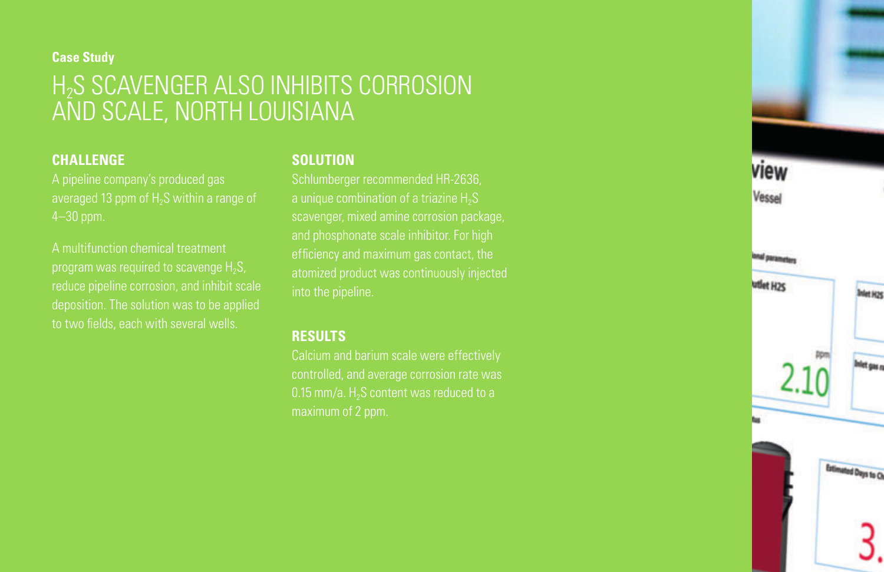**Case Study**

# $H_2S$ SCAVENGER ALSO INHIBITS CORROSION AND SCALE, NORTH LOUISIANA

## CHALLENGE

A pipeline company's produced gas averaged 13 ppm of $H_2S$ within a range of 4–30 ppm.

A multifunction chemical treatment program was required to scavenge $H_2S$, reduce pipeline corrosion, and inhibit scale deposition. The solution was to be applied to two fields, each with several wells.

## SOLUTION

Schlumberger recommended HR-2636, a unique combination of a triazine $H_2S$ scavenger, mixed amine corrosion package, and phosphonate scale inhibitor. For high efficiency and maximum gas contact, the atomized product was continuously injected into the pipeline.

## RESULTS

Calcium and barium scale were effectively controlled, and average corrosion rate was 0.15 mm/a. $H_2S$ content was reduced to a maximum of 2 ppm.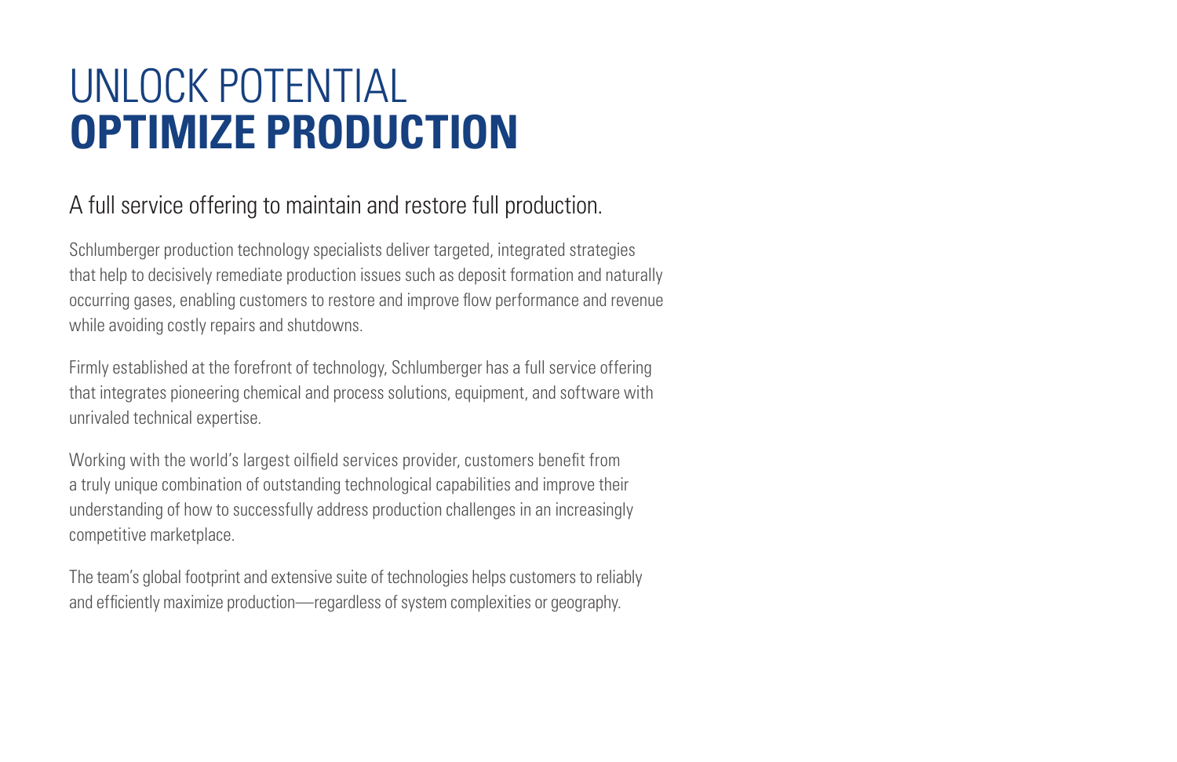# UNLOCK POTENTIAL **OPTIMIZE PRODUCTION**

## A full service offering to maintain and restore full production.

Schlumberger production technology specialists deliver targeted, integrated strategies that help to decisively remediate production issues such as deposit formation and naturally occurring gases, enabling customers to restore and improve flow performance and revenue while avoiding costly repairs and shutdowns.

Firmly established at the forefront of technology, Schlumberger has a full service offering that integrates pioneering chemical and process solutions, equipment, and software with unrivaled technical expertise.

Working with the world's largest oilfield services provider, customers benefit from a truly unique combination of outstanding technological capabilities and improve their understanding of how to successfully address production challenges in an increasingly competitive marketplace.

The team's global footprint and extensive suite of technologies helps customers to reliably and efficiently maximize production—regardless of system complexities or geography.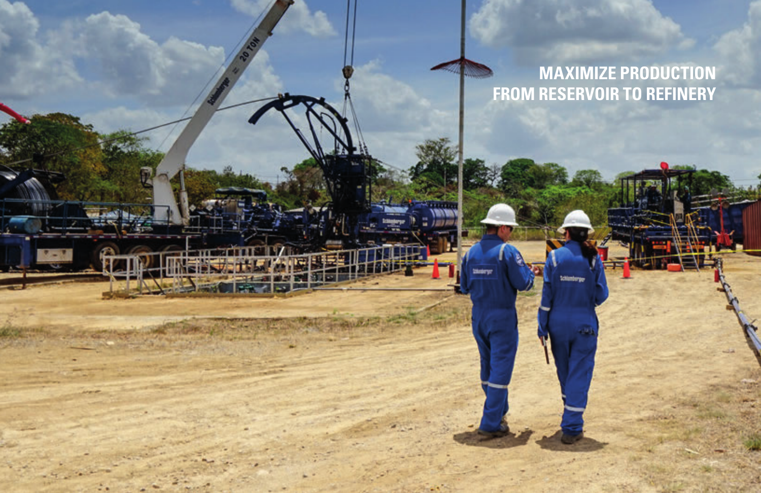MAXIMIZE PRODUCTION FROM RESERVOIR TO REFINERY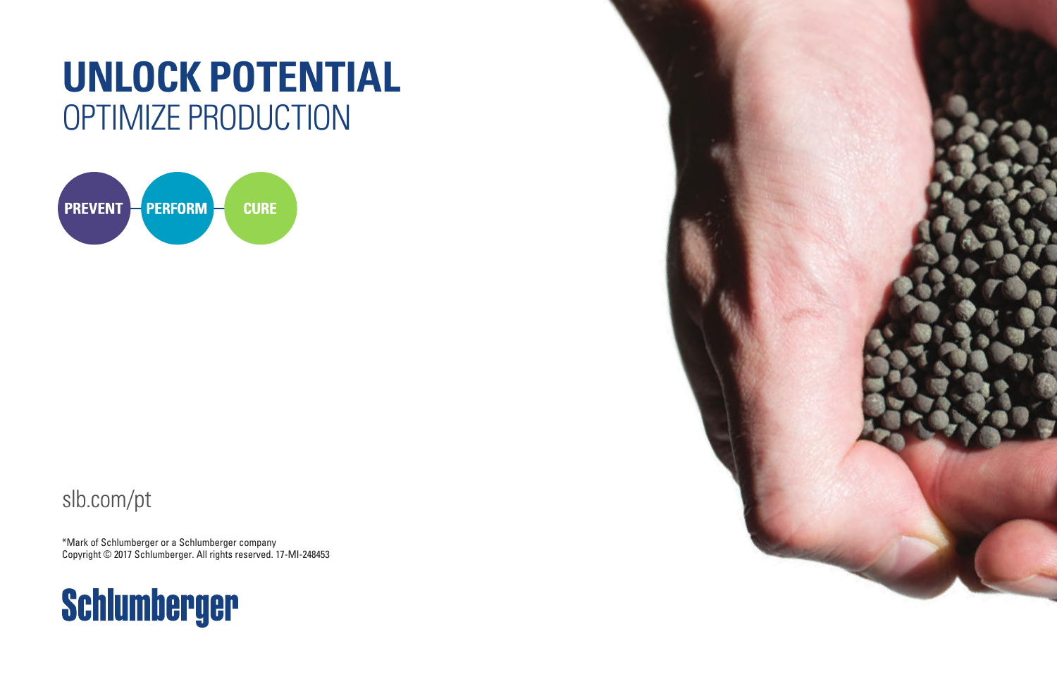# UNLOCK POTENTIAL
## OPTIMIZE PRODUCTION

PREVENT — PERFORM — CURE

slb.com/pt

*Mark of Schlumberger or a Schlumberger company
Copyright © 2017 Schlumberger. All rights reserved. 17-MI-248453

Schlumberger